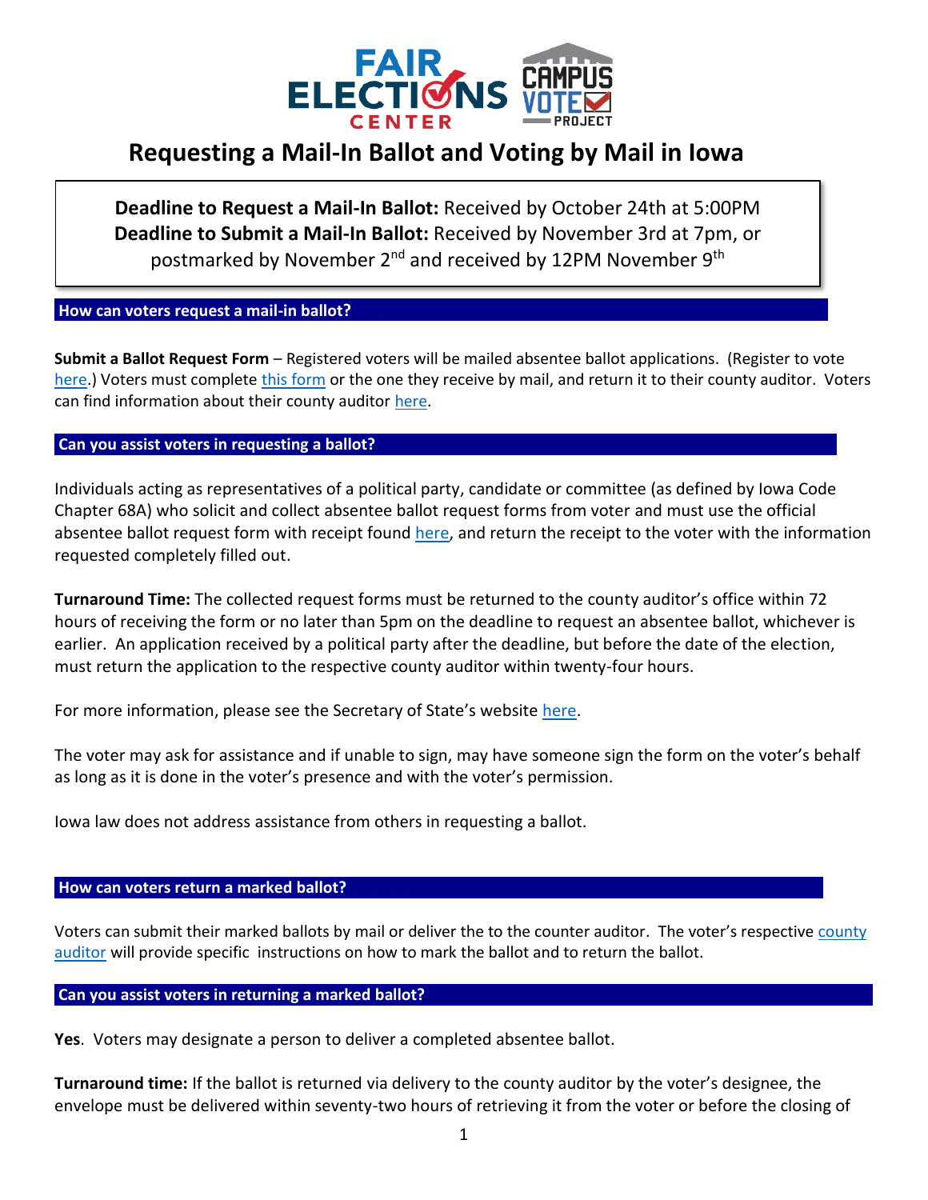# Requesting a Mail-In Ballot and Voting by Mail in Iowa

**Deadline to Request a Mail-In Ballot:** Received by October 24th at 5:00PM
**Deadline to Submit a Mail-In Ballot:** Received by November 3rd at 7pm, or postmarked by November 2nd and received by 12PM November 9th

## How can voters request a mail-in ballot?

**Submit a Ballot Request Form** – Registered voters will be mailed absentee ballot applications. (Register to vote here.) Voters must complete this form or the one they receive by mail, and return it to their county auditor. Voters can find information about their county auditor here.

## Can you assist voters in requesting a ballot?

Individuals acting as representatives of a political party, candidate or committee (as defined by Iowa Code Chapter 68A) who solicit and collect absentee ballot request forms from voter and must use the official absentee ballot request form with receipt found here, and return the receipt to the voter with the information requested completely filled out.

**Turnaround Time:** The collected request forms must be returned to the county auditor's office within 72 hours of receiving the form or no later than 5pm on the deadline to request an absentee ballot, whichever is earlier. An application received by a political party after the deadline, but before the date of the election, must return the application to the respective county auditor within twenty-four hours.

For more information, please see the Secretary of State's website here.

The voter may ask for assistance and if unable to sign, may have someone sign the form on the voter's behalf as long as it is done in the voter's presence and with the voter's permission.

Iowa law does not address assistance from others in requesting a ballot.

## How can voters return a marked ballot?

Voters can submit their marked ballots by mail or deliver the to the counter auditor. The voter's respective county auditor will provide specific instructions on how to mark the ballot and to return the ballot.

## Can you assist voters in returning a marked ballot?

**Yes**. Voters may designate a person to deliver a completed absentee ballot.

**Turnaround time:** If the ballot is returned via delivery to the county auditor by the voter's designee, the envelope must be delivered within seventy-two hours of retrieving it from the voter or before the closing of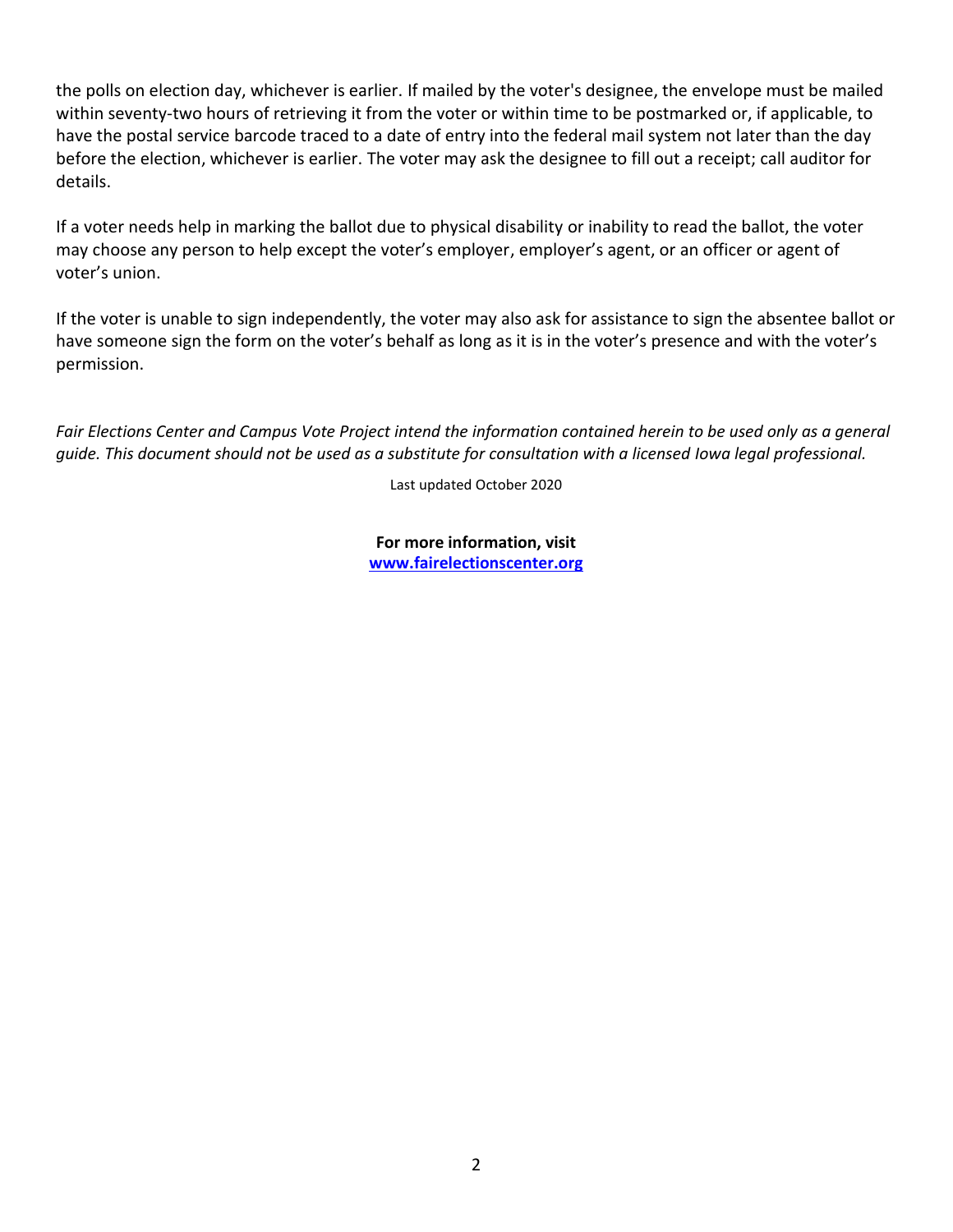the polls on election day, whichever is earlier. If mailed by the voter's designee, the envelope must be mailed within seventy-two hours of retrieving it from the voter or within time to be postmarked or, if applicable, to have the postal service barcode traced to a date of entry into the federal mail system not later than the day before the election, whichever is earlier. The voter may ask the designee to fill out a receipt; call auditor for details.

If a voter needs help in marking the ballot due to physical disability or inability to read the ballot, the voter may choose any person to help except the voter's employer, employer's agent, or an officer or agent of voter's union.

If the voter is unable to sign independently, the voter may also ask for assistance to sign the absentee ballot or have someone sign the form on the voter's behalf as long as it is in the voter's presence and with the voter's permission.

*Fair Elections Center and Campus Vote Project intend the information contained herein to be used only as a general guide. This document should not be used as a substitute for consultation with a licensed Iowa legal professional.*

Last updated October 2020

**For more information, visit**
**[www.fairelectionscenter.org](http://www.fairelectionscenter.org)**